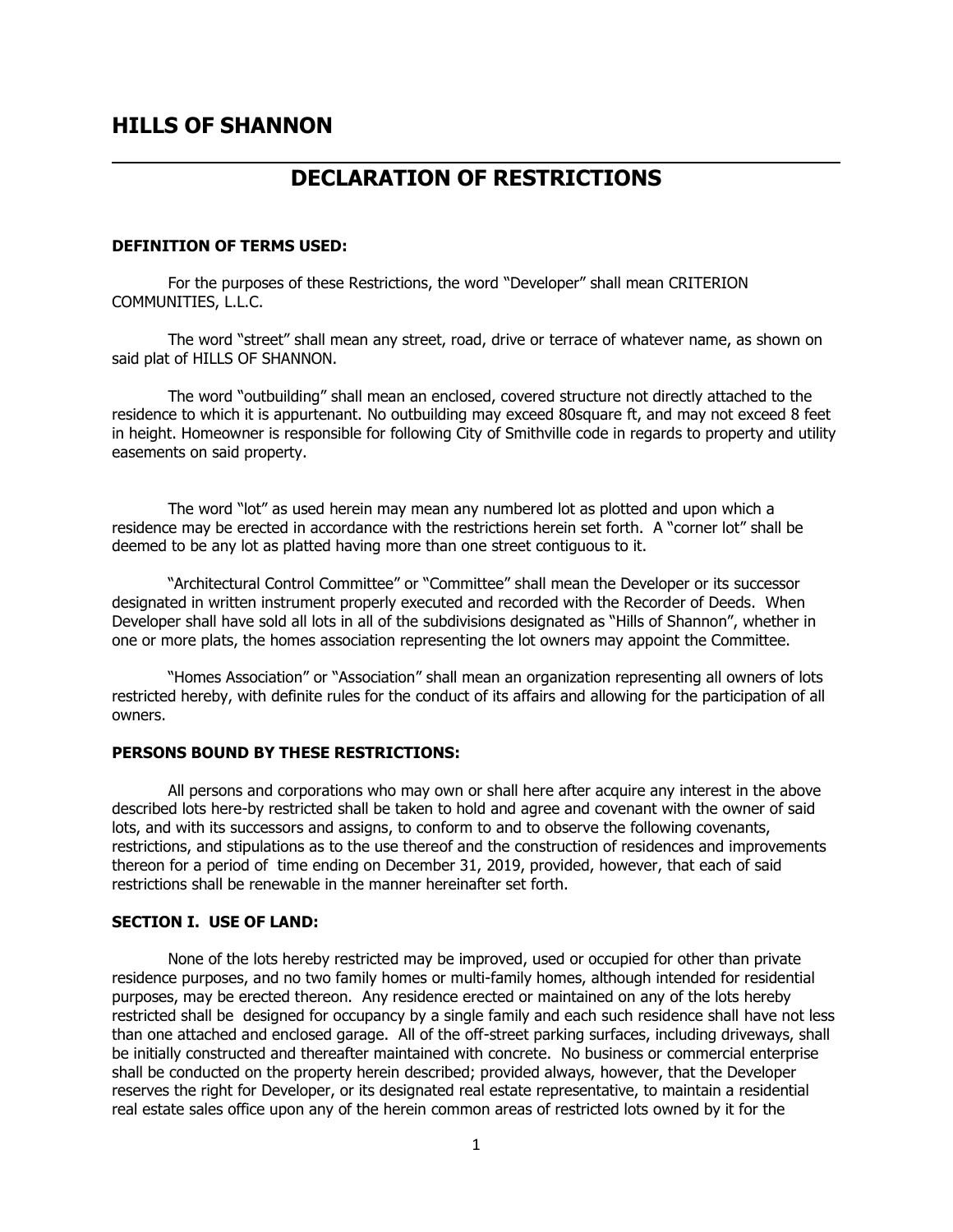## HILLS OF SHANNON

# DECLARATION OF RESTRICTIONS

**DEFINITION OF TERMS USED:**

For the purposes of these Restrictions, the word "Developer" shall mean CRITERION COMMUNITIES, L.L.C.

The word "street" shall mean any street, road, drive or terrace of whatever name, as shown on said plat of HILLS OF SHANNON.

The word "outbuilding" shall mean an enclosed, covered structure not directly attached to the residence to which it is appurtenant. No outbuilding may exceed 80square ft, and may not exceed 8 feet in height. Homeowner is responsible for following City of Smithville code in regards to property and utility easements on said property.

The word "lot" as used herein may mean any numbered lot as plotted and upon which a residence may be erected in accordance with the restrictions herein set forth. A "corner lot" shall be deemed to be any lot as platted having more than one street contiguous to it.

"Architectural Control Committee" or "Committee" shall mean the Developer or its successor designated in written instrument properly executed and recorded with the Recorder of Deeds. When Developer shall have sold all lots in all of the subdivisions designated as "Hills of Shannon", whether in one or more plats, the homes association representing the lot owners may appoint the Committee.

"Homes Association" or "Association" shall mean an organization representing all owners of lots restricted hereby, with definite rules for the conduct of its affairs and allowing for the participation of all owners.

**PERSONS BOUND BY THESE RESTRICTIONS:**

All persons and corporations who may own or shall here after acquire any interest in the above described lots here-by restricted shall be taken to hold and agree and covenant with the owner of said lots, and with its successors and assigns, to conform to and to observe the following covenants, restrictions, and stipulations as to the use thereof and the construction of residences and improvements thereon for a period of time ending on December 31, 2019, provided, however, that each of said restrictions shall be renewable in the manner hereinafter set forth.

**SECTION I. USE OF LAND:**

None of the lots hereby restricted may be improved, used or occupied for other than private residence purposes, and no two family homes or multi-family homes, although intended for residential purposes, may be erected thereon. Any residence erected or maintained on any of the lots hereby restricted shall be designed for occupancy by a single family and each such residence shall have not less than one attached and enclosed garage. All of the off-street parking surfaces, including driveways, shall be initially constructed and thereafter maintained with concrete. No business or commercial enterprise shall be conducted on the property herein described; provided always, however, that the Developer reserves the right for Developer, or its designated real estate representative, to maintain a residential real estate sales office upon any of the herein common areas of restricted lots owned by it for the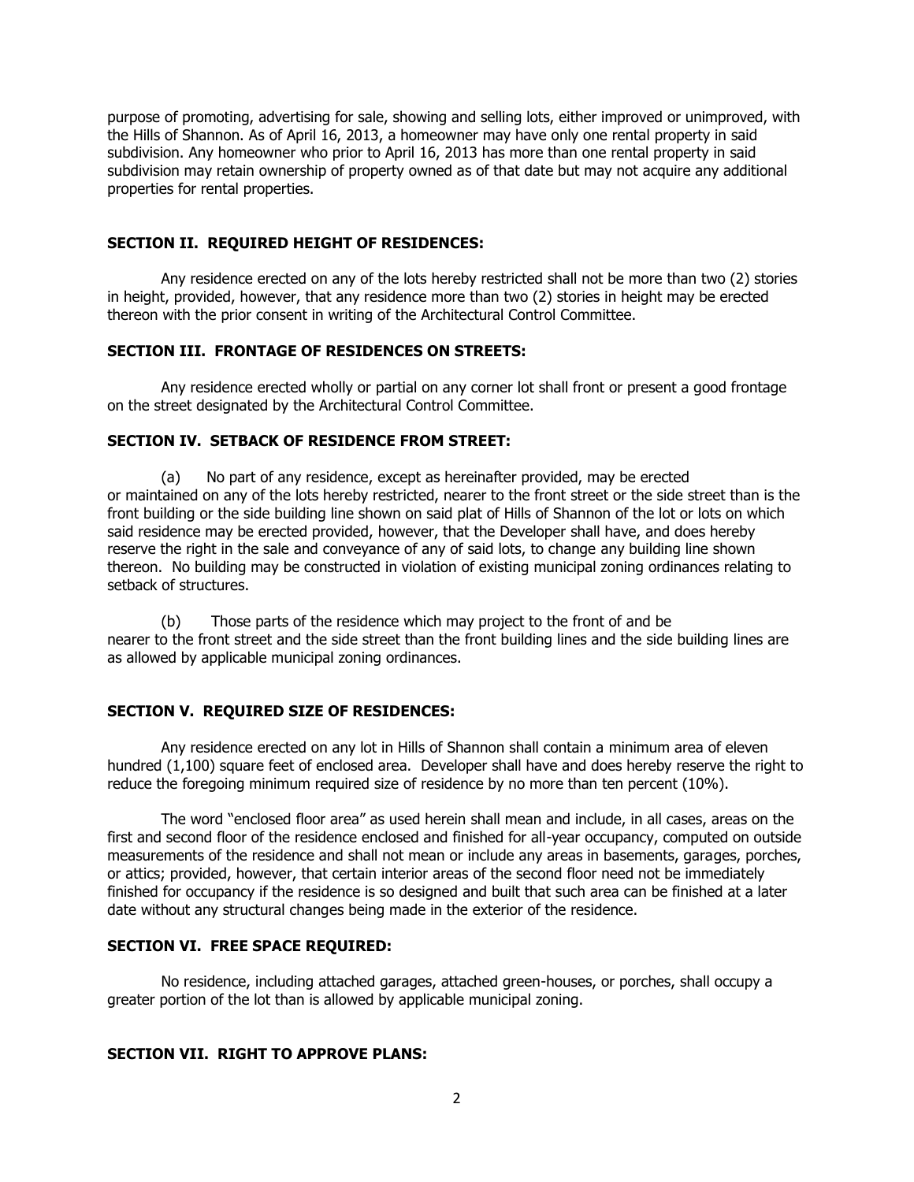purpose of promoting, advertising for sale, showing and selling lots, either improved or unimproved, with the Hills of Shannon. As of April 16, 2013, a homeowner may have only one rental property in said subdivision. Any homeowner who prior to April 16, 2013 has more than one rental property in said subdivision may retain ownership of property owned as of that date but may not acquire any additional properties for rental properties.

### SECTION II. REQUIRED HEIGHT OF RESIDENCES:

Any residence erected on any of the lots hereby restricted shall not be more than two (2) stories in height, provided, however, that any residence more than two (2) stories in height may be erected thereon with the prior consent in writing of the Architectural Control Committee.

### SECTION III. FRONTAGE OF RESIDENCES ON STREETS:

Any residence erected wholly or partial on any corner lot shall front or present a good frontage on the street designated by the Architectural Control Committee.

### SECTION IV. SETBACK OF RESIDENCE FROM STREET:

(a) No part of any residence, except as hereinafter provided, may be erected or maintained on any of the lots hereby restricted, nearer to the front street or the side street than is the front building or the side building line shown on said plat of Hills of Shannon of the lot or lots on which said residence may be erected provided, however, that the Developer shall have, and does hereby reserve the right in the sale and conveyance of any of said lots, to change any building line shown thereon. No building may be constructed in violation of existing municipal zoning ordinances relating to setback of structures.

(b) Those parts of the residence which may project to the front of and be nearer to the front street and the side street than the front building lines and the side building lines are as allowed by applicable municipal zoning ordinances.

### SECTION V. REQUIRED SIZE OF RESIDENCES:

Any residence erected on any lot in Hills of Shannon shall contain a minimum area of eleven hundred (1,100) square feet of enclosed area. Developer shall have and does hereby reserve the right to reduce the foregoing minimum required size of residence by no more than ten percent (10%).

The word "enclosed floor area" as used herein shall mean and include, in all cases, areas on the first and second floor of the residence enclosed and finished for all-year occupancy, computed on outside measurements of the residence and shall not mean or include any areas in basements, garages, porches, or attics; provided, however, that certain interior areas of the second floor need not be immediately finished for occupancy if the residence is so designed and built that such area can be finished at a later date without any structural changes being made in the exterior of the residence.

### SECTION VI. FREE SPACE REQUIRED:

No residence, including attached garages, attached green-houses, or porches, shall occupy a greater portion of the lot than is allowed by applicable municipal zoning.

### SECTION VII. RIGHT TO APPROVE PLANS: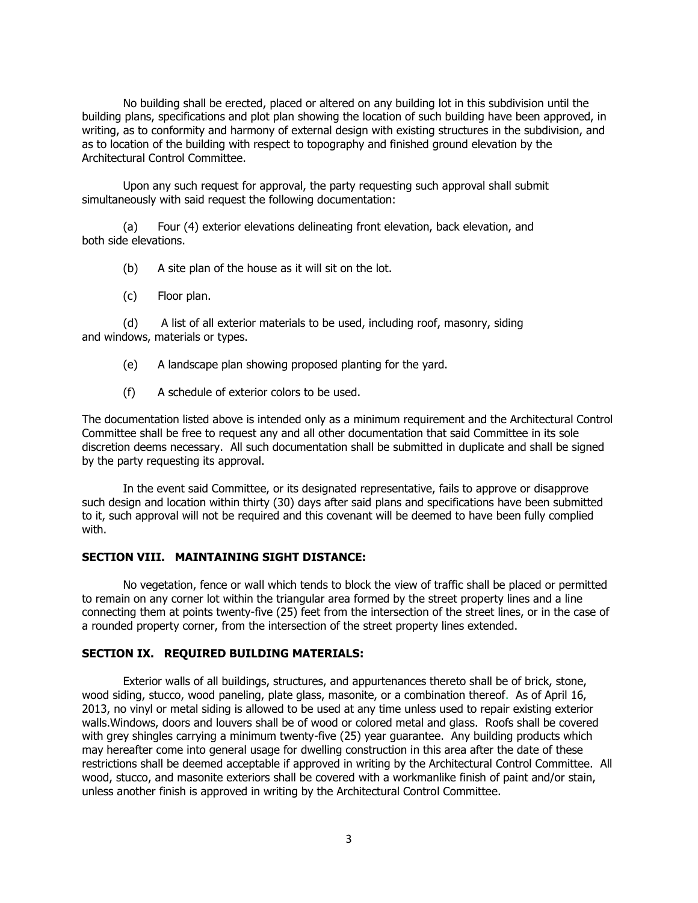No building shall be erected, placed or altered on any building lot in this subdivision until the building plans, specifications and plot plan showing the location of such building have been approved, in writing, as to conformity and harmony of external design with existing structures in the subdivision, and as to location of the building with respect to topography and finished ground elevation by the Architectural Control Committee.

Upon any such request for approval, the party requesting such approval shall submit simultaneously with said request the following documentation:

(a) Four (4) exterior elevations delineating front elevation, back elevation, and both side elevations.

(b) A site plan of the house as it will sit on the lot.

(c) Floor plan.

(d) A list of all exterior materials to be used, including roof, masonry, siding and windows, materials or types.

(e) A landscape plan showing proposed planting for the yard.

(f) A schedule of exterior colors to be used.

The documentation listed above is intended only as a minimum requirement and the Architectural Control Committee shall be free to request any and all other documentation that said Committee in its sole discretion deems necessary. All such documentation shall be submitted in duplicate and shall be signed by the party requesting its approval.

In the event said Committee, or its designated representative, fails to approve or disapprove such design and location within thirty (30) days after said plans and specifications have been submitted to it, such approval will not be required and this covenant will be deemed to have been fully complied with.

**SECTION VIII. MAINTAINING SIGHT DISTANCE:**

No vegetation, fence or wall which tends to block the view of traffic shall be placed or permitted to remain on any corner lot within the triangular area formed by the street property lines and a line connecting them at points twenty-five (25) feet from the intersection of the street lines, or in the case of a rounded property corner, from the intersection of the street property lines extended.

**SECTION IX. REQUIRED BUILDING MATERIALS:**

Exterior walls of all buildings, structures, and appurtenances thereto shall be of brick, stone, wood siding, stucco, wood paneling, plate glass, masonite, or a combination thereof. As of April 16, 2013, no vinyl or metal siding is allowed to be used at any time unless used to repair existing exterior walls.Windows, doors and louvers shall be of wood or colored metal and glass. Roofs shall be covered with grey shingles carrying a minimum twenty-five (25) year guarantee. Any building products which may hereafter come into general usage for dwelling construction in this area after the date of these restrictions shall be deemed acceptable if approved in writing by the Architectural Control Committee. All wood, stucco, and masonite exteriors shall be covered with a workmanlike finish of paint and/or stain, unless another finish is approved in writing by the Architectural Control Committee.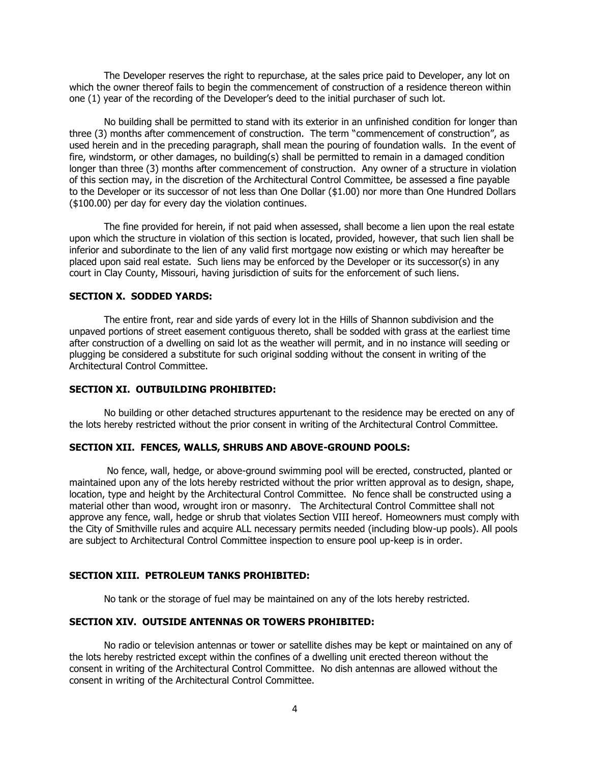The Developer reserves the right to repurchase, at the sales price paid to Developer, any lot on which the owner thereof fails to begin the commencement of construction of a residence thereon within one (1) year of the recording of the Developer's deed to the initial purchaser of such lot.

No building shall be permitted to stand with its exterior in an unfinished condition for longer than three (3) months after commencement of construction. The term "commencement of construction", as used herein and in the preceding paragraph, shall mean the pouring of foundation walls. In the event of fire, windstorm, or other damages, no building(s) shall be permitted to remain in a damaged condition longer than three (3) months after commencement of construction. Any owner of a structure in violation of this section may, in the discretion of the Architectural Control Committee, be assessed a fine payable to the Developer or its successor of not less than One Dollar ($1.00) nor more than One Hundred Dollars ($100.00) per day for every day the violation continues.

The fine provided for herein, if not paid when assessed, shall become a lien upon the real estate upon which the structure in violation of this section is located, provided, however, that such lien shall be inferior and subordinate to the lien of any valid first mortgage now existing or which may hereafter be placed upon said real estate. Such liens may be enforced by the Developer or its successor(s) in any court in Clay County, Missouri, having jurisdiction of suits for the enforcement of such liens.

**SECTION X. SODDED YARDS:**

The entire front, rear and side yards of every lot in the Hills of Shannon subdivision and the unpaved portions of street easement contiguous thereto, shall be sodded with grass at the earliest time after construction of a dwelling on said lot as the weather will permit, and in no instance will seeding or plugging be considered a substitute for such original sodding without the consent in writing of the Architectural Control Committee.

**SECTION XI. OUTBUILDING PROHIBITED:**

No building or other detached structures appurtenant to the residence may be erected on any of the lots hereby restricted without the prior consent in writing of the Architectural Control Committee.

**SECTION XII. FENCES, WALLS, SHRUBS AND ABOVE-GROUND POOLS:**

No fence, wall, hedge, or above-ground swimming pool will be erected, constructed, planted or maintained upon any of the lots hereby restricted without the prior written approval as to design, shape, location, type and height by the Architectural Control Committee. No fence shall be constructed using a material other than wood, wrought iron or masonry. The Architectural Control Committee shall not approve any fence, wall, hedge or shrub that violates Section VIII hereof. Homeowners must comply with the City of Smithville rules and acquire ALL necessary permits needed (including blow-up pools). All pools are subject to Architectural Control Committee inspection to ensure pool up-keep is in order.

**SECTION XIII. PETROLEUM TANKS PROHIBITED:**

No tank or the storage of fuel may be maintained on any of the lots hereby restricted.

**SECTION XIV. OUTSIDE ANTENNAS OR TOWERS PROHIBITED:**

No radio or television antennas or tower or satellite dishes may be kept or maintained on any of the lots hereby restricted except within the confines of a dwelling unit erected thereon without the consent in writing of the Architectural Control Committee. No dish antennas are allowed without the consent in writing of the Architectural Control Committee.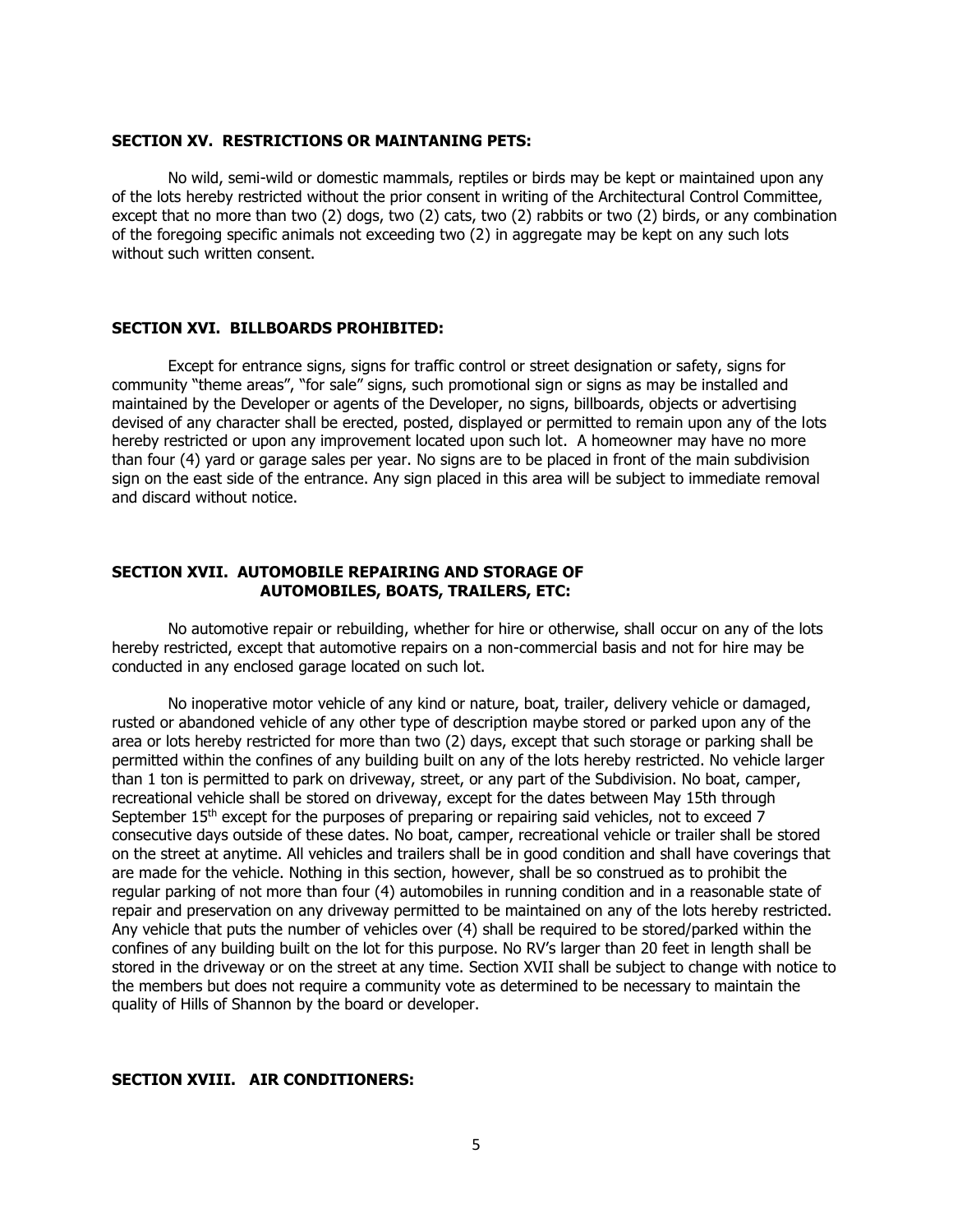### SECTION XV. RESTRICTIONS OR MAINTANING PETS:

No wild, semi-wild or domestic mammals, reptiles or birds may be kept or maintained upon any of the lots hereby restricted without the prior consent in writing of the Architectural Control Committee, except that no more than two (2) dogs, two (2) cats, two (2) rabbits or two (2) birds, or any combination of the foregoing specific animals not exceeding two (2) in aggregate may be kept on any such lots without such written consent.

### SECTION XVI. BILLBOARDS PROHIBITED:

Except for entrance signs, signs for traffic control or street designation or safety, signs for community "theme areas", "for sale" signs, such promotional sign or signs as may be installed and maintained by the Developer or agents of the Developer, no signs, billboards, objects or advertising devised of any character shall be erected, posted, displayed or permitted to remain upon any of the lots hereby restricted or upon any improvement located upon such lot. A homeowner may have no more than four (4) yard or garage sales per year. No signs are to be placed in front of the main subdivision sign on the east side of the entrance. Any sign placed in this area will be subject to immediate removal and discard without notice.

### SECTION XVII. AUTOMOBILE REPAIRING AND STORAGE OF AUTOMOBILES, BOATS, TRAILERS, ETC:

No automotive repair or rebuilding, whether for hire or otherwise, shall occur on any of the lots hereby restricted, except that automotive repairs on a non-commercial basis and not for hire may be conducted in any enclosed garage located on such lot.

No inoperative motor vehicle of any kind or nature, boat, trailer, delivery vehicle or damaged, rusted or abandoned vehicle of any other type of description maybe stored or parked upon any of the area or lots hereby restricted for more than two (2) days, except that such storage or parking shall be permitted within the confines of any building built on any of the lots hereby restricted. No vehicle larger than 1 ton is permitted to park on driveway, street, or any part of the Subdivision. No boat, camper, recreational vehicle shall be stored on driveway, except for the dates between May 15th through September 15th except for the purposes of preparing or repairing said vehicles, not to exceed 7 consecutive days outside of these dates. No boat, camper, recreational vehicle or trailer shall be stored on the street at anytime. All vehicles and trailers shall be in good condition and shall have coverings that are made for the vehicle. Nothing in this section, however, shall be so construed as to prohibit the regular parking of not more than four (4) automobiles in running condition and in a reasonable state of repair and preservation on any driveway permitted to be maintained on any of the lots hereby restricted. Any vehicle that puts the number of vehicles over (4) shall be required to be stored/parked within the confines of any building built on the lot for this purpose. No RV's larger than 20 feet in length shall be stored in the driveway or on the street at any time. Section XVII shall be subject to change with notice to the members but does not require a community vote as determined to be necessary to maintain the quality of Hills of Shannon by the board or developer.

### SECTION XVIII. AIR CONDITIONERS: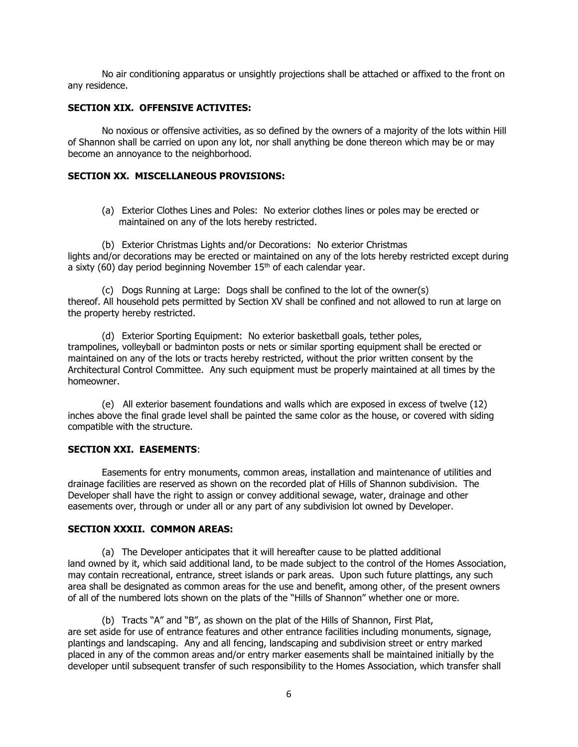No air conditioning apparatus or unsightly projections shall be attached or affixed to the front on any residence.

**SECTION XIX. OFFENSIVE ACTIVITES:**

No noxious or offensive activities, as so defined by the owners of a majority of the lots within Hill of Shannon shall be carried on upon any lot, nor shall anything be done thereon which may be or may become an annoyance to the neighborhood.

**SECTION XX. MISCELLANEOUS PROVISIONS:**

(a) Exterior Clothes Lines and Poles: No exterior clothes lines or poles may be erected or maintained on any of the lots hereby restricted.

(b) Exterior Christmas Lights and/or Decorations: No exterior Christmas lights and/or decorations may be erected or maintained on any of the lots hereby restricted except during a sixty (60) day period beginning November 15th of each calendar year.

(c) Dogs Running at Large: Dogs shall be confined to the lot of the owner(s) thereof. All household pets permitted by Section XV shall be confined and not allowed to run at large on the property hereby restricted.

(d) Exterior Sporting Equipment: No exterior basketball goals, tether poles, trampolines, volleyball or badminton posts or nets or similar sporting equipment shall be erected or maintained on any of the lots or tracts hereby restricted, without the prior written consent by the Architectural Control Committee. Any such equipment must be properly maintained at all times by the homeowner.

(e) All exterior basement foundations and walls which are exposed in excess of twelve (12) inches above the final grade level shall be painted the same color as the house, or covered with siding compatible with the structure.

**SECTION XXI. EASEMENTS**:

Easements for entry monuments, common areas, installation and maintenance of utilities and drainage facilities are reserved as shown on the recorded plat of Hills of Shannon subdivision. The Developer shall have the right to assign or convey additional sewage, water, drainage and other easements over, through or under all or any part of any subdivision lot owned by Developer.

**SECTION XXXII. COMMON AREAS:**

(a) The Developer anticipates that it will hereafter cause to be platted additional land owned by it, which said additional land, to be made subject to the control of the Homes Association, may contain recreational, entrance, street islands or park areas. Upon such future plattings, any such area shall be designated as common areas for the use and benefit, among other, of the present owners of all of the numbered lots shown on the plats of the "Hills of Shannon" whether one or more.

(b) Tracts "A" and "B", as shown on the plat of the Hills of Shannon, First Plat, are set aside for use of entrance features and other entrance facilities including monuments, signage, plantings and landscaping. Any and all fencing, landscaping and subdivision street or entry marked placed in any of the common areas and/or entry marker easements shall be maintained initially by the developer until subsequent transfer of such responsibility to the Homes Association, which transfer shall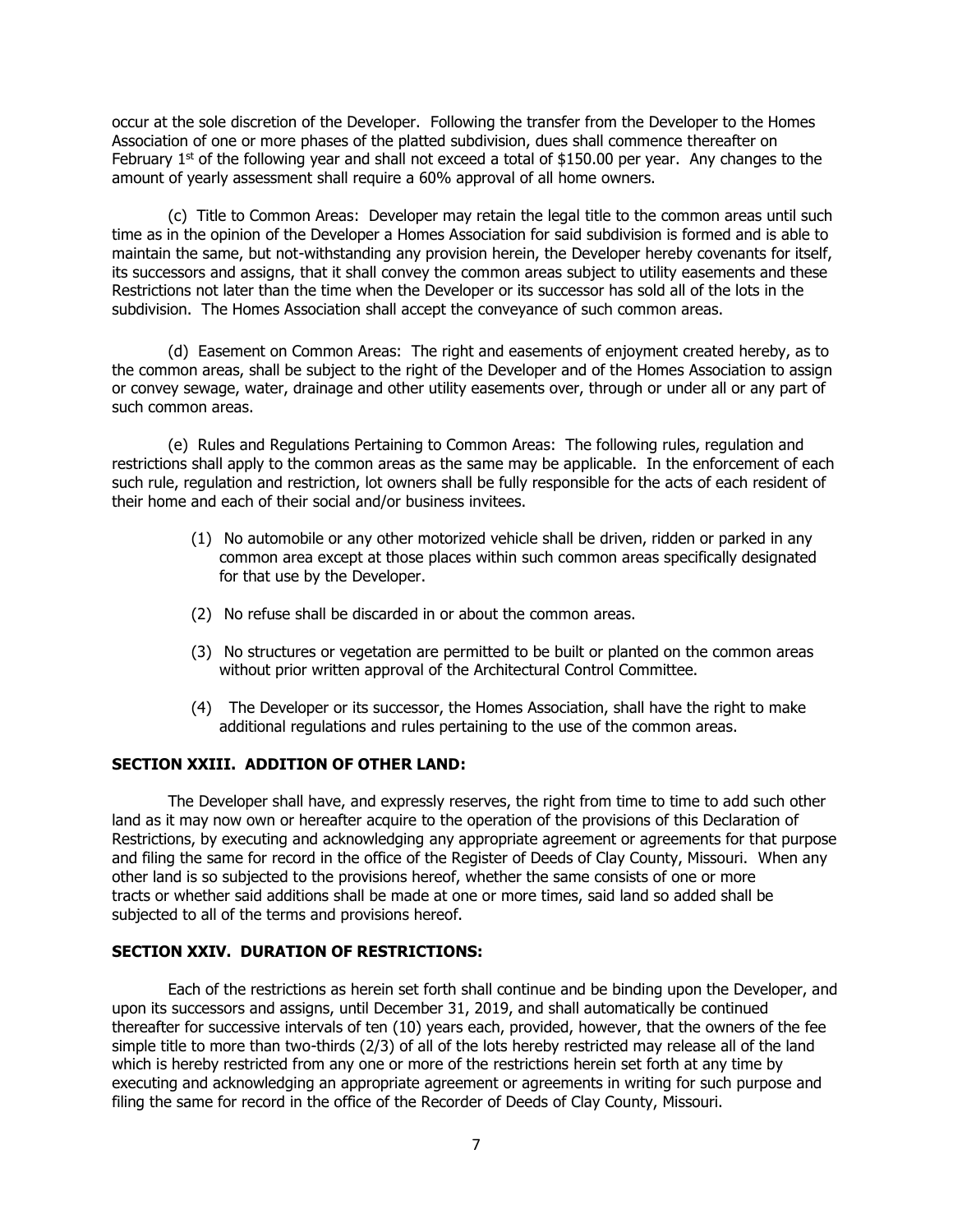occur at the sole discretion of the Developer. Following the transfer from the Developer to the Homes Association of one or more phases of the platted subdivision, dues shall commence thereafter on February 1st of the following year and shall not exceed a total of $150.00 per year. Any changes to the amount of yearly assessment shall require a 60% approval of all home owners.

(c) Title to Common Areas: Developer may retain the legal title to the common areas until such time as in the opinion of the Developer a Homes Association for said subdivision is formed and is able to maintain the same, but not-withstanding any provision herein, the Developer hereby covenants for itself, its successors and assigns, that it shall convey the common areas subject to utility easements and these Restrictions not later than the time when the Developer or its successor has sold all of the lots in the subdivision. The Homes Association shall accept the conveyance of such common areas.

(d) Easement on Common Areas: The right and easements of enjoyment created hereby, as to the common areas, shall be subject to the right of the Developer and of the Homes Association to assign or convey sewage, water, drainage and other utility easements over, through or under all or any part of such common areas.

(e) Rules and Regulations Pertaining to Common Areas: The following rules, regulation and restrictions shall apply to the common areas as the same may be applicable. In the enforcement of each such rule, regulation and restriction, lot owners shall be fully responsible for the acts of each resident of their home and each of their social and/or business invitees.

(1) No automobile or any other motorized vehicle shall be driven, ridden or parked in any common area except at those places within such common areas specifically designated for that use by the Developer.

(2) No refuse shall be discarded in or about the common areas.

(3) No structures or vegetation are permitted to be built or planted on the common areas without prior written approval of the Architectural Control Committee.

(4) The Developer or its successor, the Homes Association, shall have the right to make additional regulations and rules pertaining to the use of the common areas.

## SECTION XXIII. ADDITION OF OTHER LAND:

The Developer shall have, and expressly reserves, the right from time to time to add such other land as it may now own or hereafter acquire to the operation of the provisions of this Declaration of Restrictions, by executing and acknowledging any appropriate agreement or agreements for that purpose and filing the same for record in the office of the Register of Deeds of Clay County, Missouri. When any other land is so subjected to the provisions hereof, whether the same consists of one or more tracts or whether said additions shall be made at one or more times, said land so added shall be subjected to all of the terms and provisions hereof.

## SECTION XXIV. DURATION OF RESTRICTIONS:

Each of the restrictions as herein set forth shall continue and be binding upon the Developer, and upon its successors and assigns, until December 31, 2019, and shall automatically be continued thereafter for successive intervals of ten (10) years each, provided, however, that the owners of the fee simple title to more than two-thirds (2/3) of all of the lots hereby restricted may release all of the land which is hereby restricted from any one or more of the restrictions herein set forth at any time by executing and acknowledging an appropriate agreement or agreements in writing for such purpose and filing the same for record in the office of the Recorder of Deeds of Clay County, Missouri.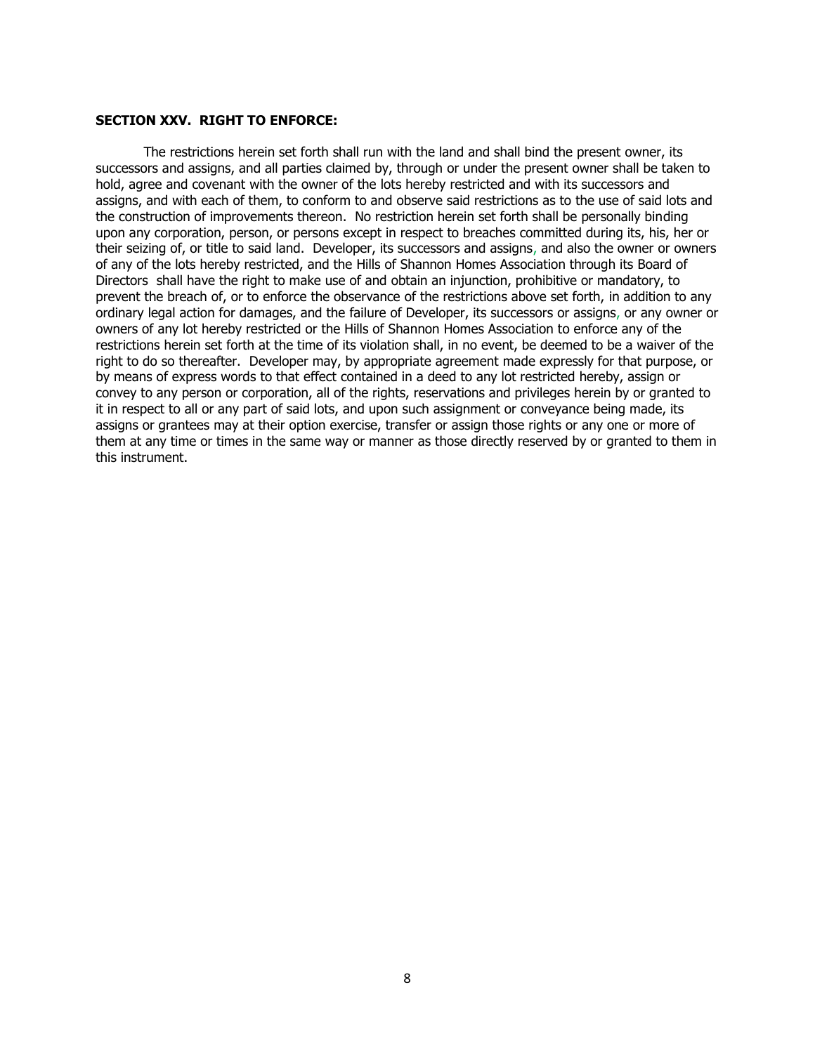**SECTION XXV. RIGHT TO ENFORCE:**

The restrictions herein set forth shall run with the land and shall bind the present owner, its successors and assigns, and all parties claimed by, through or under the present owner shall be taken to hold, agree and covenant with the owner of the lots hereby restricted and with its successors and assigns, and with each of them, to conform to and observe said restrictions as to the use of said lots and the construction of improvements thereon. No restriction herein set forth shall be personally binding upon any corporation, person, or persons except in respect to breaches committed during its, his, her or their seizing of, or title to said land. Developer, its successors and assigns, and also the owner or owners of any of the lots hereby restricted, and the Hills of Shannon Homes Association through its Board of Directors shall have the right to make use of and obtain an injunction, prohibitive or mandatory, to prevent the breach of, or to enforce the observance of the restrictions above set forth, in addition to any ordinary legal action for damages, and the failure of Developer, its successors or assigns, or any owner or owners of any lot hereby restricted or the Hills of Shannon Homes Association to enforce any of the restrictions herein set forth at the time of its violation shall, in no event, be deemed to be a waiver of the right to do so thereafter. Developer may, by appropriate agreement made expressly for that purpose, or by means of express words to that effect contained in a deed to any lot restricted hereby, assign or convey to any person or corporation, all of the rights, reservations and privileges herein by or granted to it in respect to all or any part of said lots, and upon such assignment or conveyance being made, its assigns or grantees may at their option exercise, transfer or assign those rights or any one or more of them at any time or times in the same way or manner as those directly reserved by or granted to them in this instrument.